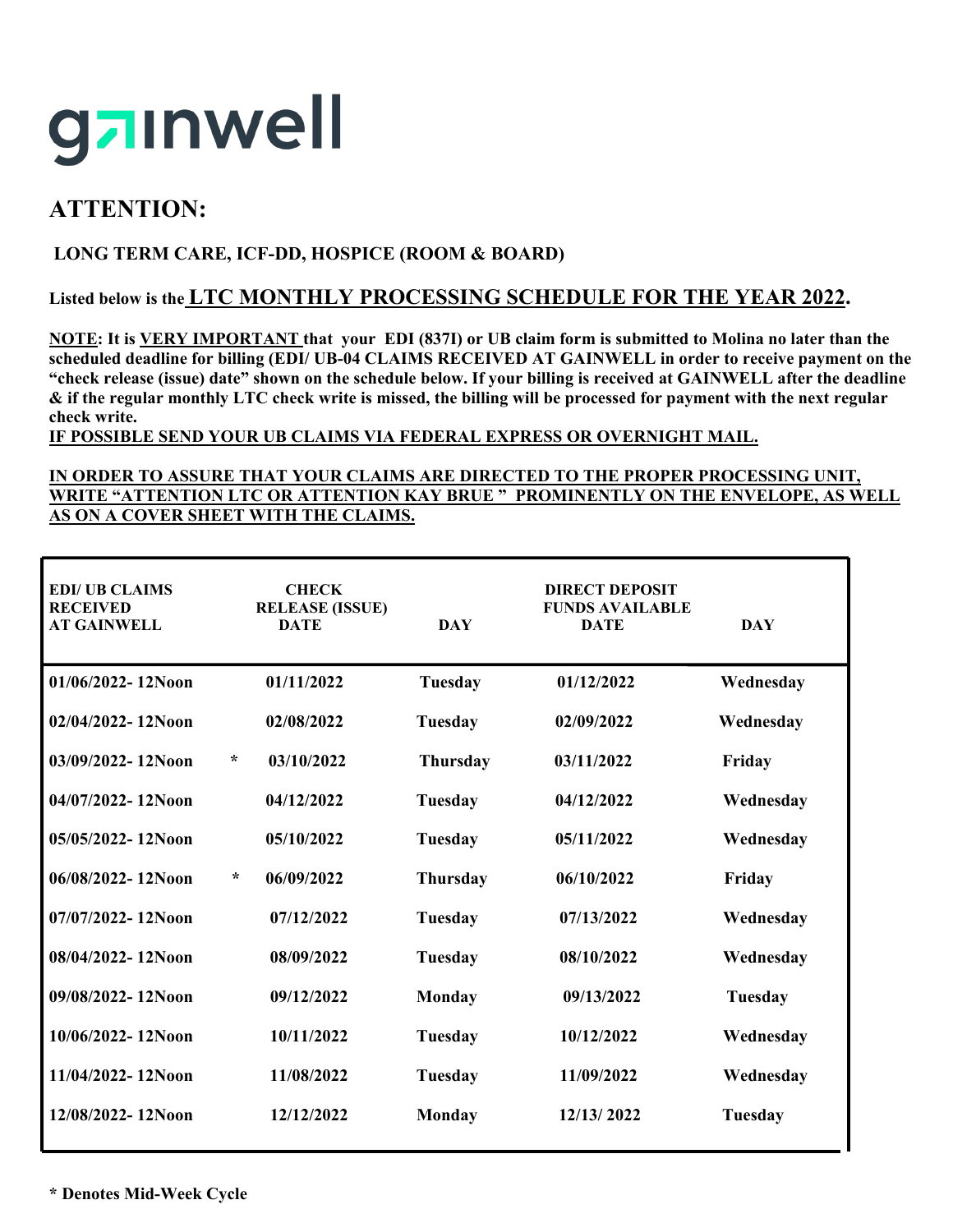gainwell

# ATTENTION:

**LONG TERM CARE, ICF-DD, HOSPICE (ROOM & BOARD)**

**Listed below is the <u>LTC MONTHLY PROCESSING SCHEDULE FOR THE YEAR 2022</u>.**

**<u>NOTE</u>: It is <u>VERY IMPORTANT</u> that your EDI (837I) or UB claim form is submitted to Molina no later than the scheduled deadline for billing (EDI/ UB-04 CLAIMS RECEIVED AT GAINWELL in order to receive payment on the "check release (issue) date" shown on the schedule below. If your billing is received at GAINWELL after the deadline & if the regular monthly LTC check write is missed, the billing will be processed for payment with the next regular check write.**

**<u>IF POSSIBLE SEND YOUR UB CLAIMS VIA FEDERAL EXPRESS OR OVERNIGHT MAIL.</u>**

**<u>IN ORDER TO ASSURE THAT YOUR CLAIMS ARE DIRECTED TO THE PROPER PROCESSING UNIT, WRITE "ATTENTION LTC OR ATTENTION KAY BRUE " PROMINENTLY ON THE ENVELOPE, AS WELL AS ON A COVER SHEET WITH THE CLAIMS.</u>**

| EDI/ UB CLAIMS RECEIVED AT GAINWELL | | CHECK RELEASE (ISSUE) DATE | DAY | DIRECT DEPOSIT FUNDS AVAILABLE DATE | DAY |
|---|---|---|---|---|---|
| 01/06/2022- 12Noon | | 01/11/2022 | Tuesday | 01/12/2022 | Wednesday |
| 02/04/2022- 12Noon | | 02/08/2022 | Tuesday | 02/09/2022 | Wednesday |
| 03/09/2022- 12Noon | * | 03/10/2022 | Thursday | 03/11/2022 | Friday |
| 04/07/2022- 12Noon | | 04/12/2022 | Tuesday | 04/12/2022 | Wednesday |
| 05/05/2022- 12Noon | | 05/10/2022 | Tuesday | 05/11/2022 | Wednesday |
| 06/08/2022- 12Noon | * | 06/09/2022 | Thursday | 06/10/2022 | Friday |
| 07/07/2022- 12Noon | | 07/12/2022 | Tuesday | 07/13/2022 | Wednesday |
| 08/04/2022- 12Noon | | 08/09/2022 | Tuesday | 08/10/2022 | Wednesday |
| 09/08/2022- 12Noon | | 09/12/2022 | Monday | 09/13/2022 | Tuesday |
| 10/06/2022- 12Noon | | 10/11/2022 | Tuesday | 10/12/2022 | Wednesday |
| 11/04/2022- 12Noon | | 11/08/2022 | Tuesday | 11/09/2022 | Wednesday |
| 12/08/2022- 12Noon | | 12/12/2022 | Monday | 12/13/ 2022 | Tuesday |

**\* Denotes Mid-Week Cycle**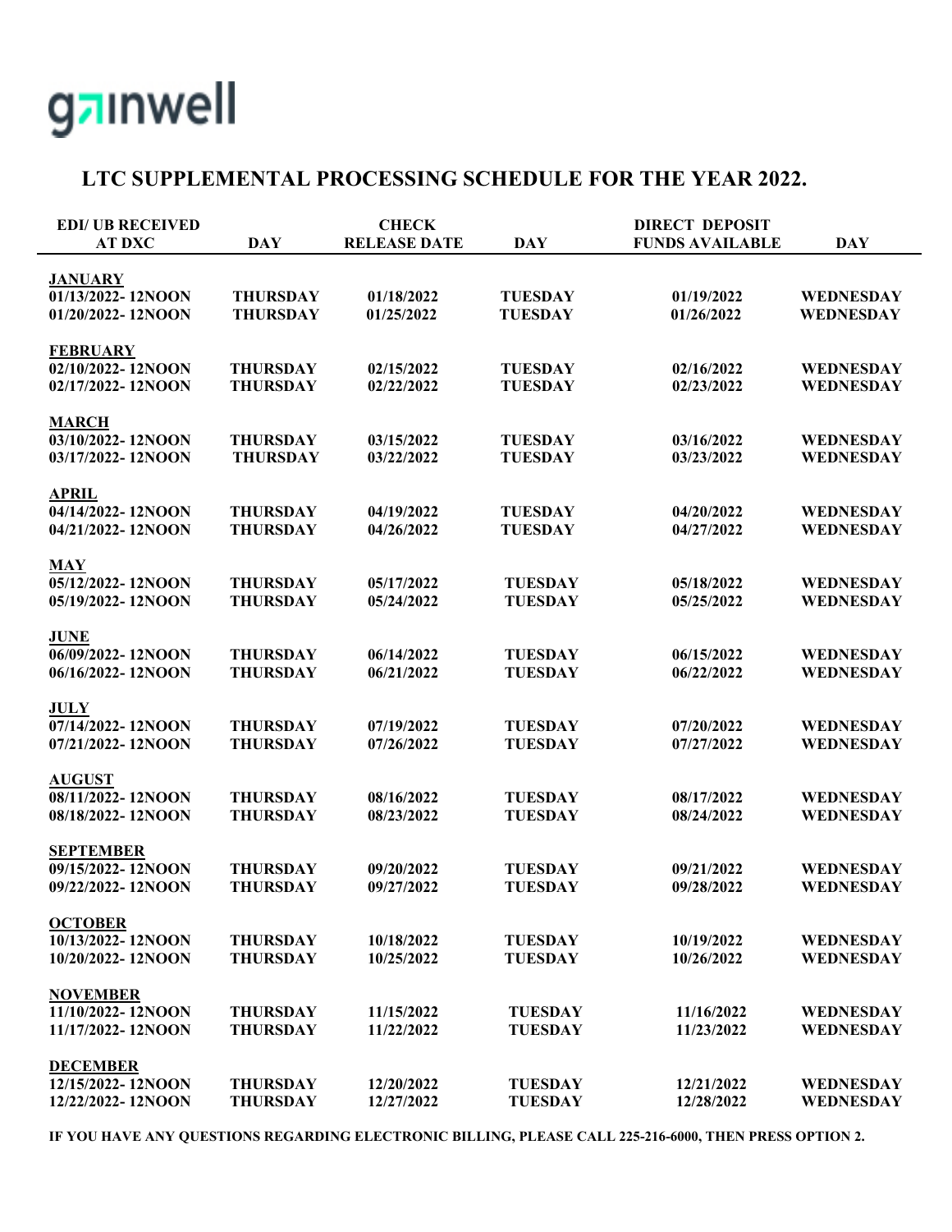gainwell

## LTC SUPPLEMENTAL PROCESSING SCHEDULE FOR THE YEAR 2022.

| EDI/ UB RECEIVED AT DXC | DAY | CHECK RELEASE DATE | DAY | DIRECT DEPOSIT FUNDS AVAILABLE | DAY |
|---|---|---|---|---|---|
| **JANUARY** | | | | | |
| 01/13/2022- 12NOON | THURSDAY | 01/18/2022 | TUESDAY | 01/19/2022 | WEDNESDAY |
| 01/20/2022- 12NOON | THURSDAY | 01/25/2022 | TUESDAY | 01/26/2022 | WEDNESDAY |
| **FEBRUARY** | | | | | |
| 02/10/2022- 12NOON | THURSDAY | 02/15/2022 | TUESDAY | 02/16/2022 | WEDNESDAY |
| 02/17/2022- 12NOON | THURSDAY | 02/22/2022 | TUESDAY | 02/23/2022 | WEDNESDAY |
| **MARCH** | | | | | |
| 03/10/2022- 12NOON | THURSDAY | 03/15/2022 | TUESDAY | 03/16/2022 | WEDNESDAY |
| 03/17/2022- 12NOON | THURSDAY | 03/22/2022 | TUESDAY | 03/23/2022 | WEDNESDAY |
| **APRIL** | | | | | |
| 04/14/2022- 12NOON | THURSDAY | 04/19/2022 | TUESDAY | 04/20/2022 | WEDNESDAY |
| 04/21/2022- 12NOON | THURSDAY | 04/26/2022 | TUESDAY | 04/27/2022 | WEDNESDAY |
| **MAY** | | | | | |
| 05/12/2022- 12NOON | THURSDAY | 05/17/2022 | TUESDAY | 05/18/2022 | WEDNESDAY |
| 05/19/2022- 12NOON | THURSDAY | 05/24/2022 | TUESDAY | 05/25/2022 | WEDNESDAY |
| **JUNE** | | | | | |
| 06/09/2022- 12NOON | THURSDAY | 06/14/2022 | TUESDAY | 06/15/2022 | WEDNESDAY |
| 06/16/2022- 12NOON | THURSDAY | 06/21/2022 | TUESDAY | 06/22/2022 | WEDNESDAY |
| **JULY** | | | | | |
| 07/14/2022- 12NOON | THURSDAY | 07/19/2022 | TUESDAY | 07/20/2022 | WEDNESDAY |
| 07/21/2022- 12NOON | THURSDAY | 07/26/2022 | TUESDAY | 07/27/2022 | WEDNESDAY |
| **AUGUST** | | | | | |
| 08/11/2022- 12NOON | THURSDAY | 08/16/2022 | TUESDAY | 08/17/2022 | WEDNESDAY |
| 08/18/2022- 12NOON | THURSDAY | 08/23/2022 | TUESDAY | 08/24/2022 | WEDNESDAY |
| **SEPTEMBER** | | | | | |
| 09/15/2022- 12NOON | THURSDAY | 09/20/2022 | TUESDAY | 09/21/2022 | WEDNESDAY |
| 09/22/2022- 12NOON | THURSDAY | 09/27/2022 | TUESDAY | 09/28/2022 | WEDNESDAY |
| **OCTOBER** | | | | | |
| 10/13/2022- 12NOON | THURSDAY | 10/18/2022 | TUESDAY | 10/19/2022 | WEDNESDAY |
| 10/20/2022- 12NOON | THURSDAY | 10/25/2022 | TUESDAY | 10/26/2022 | WEDNESDAY |
| **NOVEMBER** | | | | | |
| 11/10/2022- 12NOON | THURSDAY | 11/15/2022 | TUESDAY | 11/16/2022 | WEDNESDAY |
| 11/17/2022- 12NOON | THURSDAY | 11/22/2022 | TUESDAY | 11/23/2022 | WEDNESDAY |
| **DECEMBER** | | | | | |
| 12/15/2022- 12NOON | THURSDAY | 12/20/2022 | TUESDAY | 12/21/2022 | WEDNESDAY |
| 12/22/2022- 12NOON | THURSDAY | 12/27/2022 | TUESDAY | 12/28/2022 | WEDNESDAY |

**IF YOU HAVE ANY QUESTIONS REGARDING ELECTRONIC BILLING, PLEASE CALL 225-216-6000, THEN PRESS OPTION 2.**